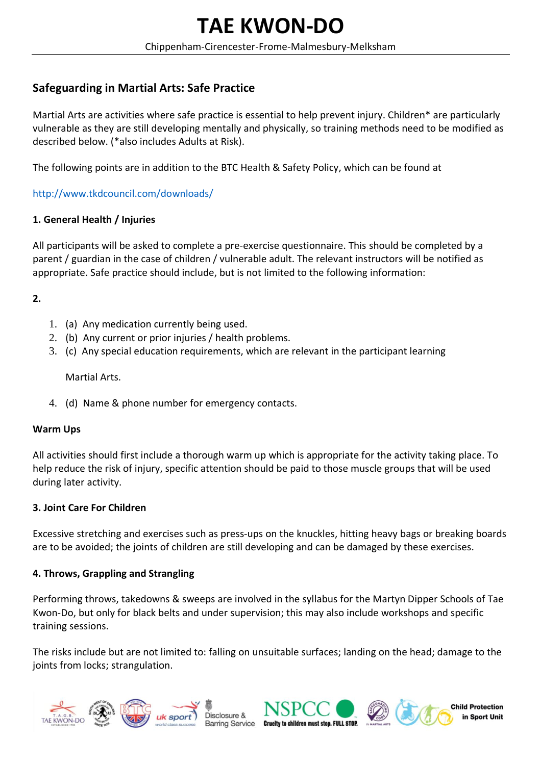# TAE KWON-DO

Chippenham-Cirencester-Frome-Malmesbury-Melksham

## Safeguarding in Martial Arts: Safe Practice

Martial Arts are activities where safe practice is essential to help prevent injury. Children* are particularly vulnerable as they are still developing mentally and physically, so training methods need to be modified as described below. (*also includes Adults at Risk).

The following points are in addition to the BTC Health & Safety Policy, which can be found at

http://www.tkdcouncil.com/downloads/

### 1. General Health / Injuries

All participants will be asked to complete a pre-exercise questionnaire. This should be completed by a parent / guardian in the case of children / vulnerable adult. The relevant instructors will be notified as appropriate. Safe practice should include, but is not limited to the following information:

**2.**

1. (a) Any medication currently being used.
2. (b) Any current or prior injuries / health problems.
3. (c) Any special education requirements, which are relevant in the participant learning

   Martial Arts.

4. (d) Name & phone number for emergency contacts.

### Warm Ups

All activities should first include a thorough warm up which is appropriate for the activity taking place. To help reduce the risk of injury, specific attention should be paid to those muscle groups that will be used during later activity.

### 3. Joint Care For Children

Excessive stretching and exercises such as press-ups on the knuckles, hitting heavy bags or breaking boards are to be avoided; the joints of children are still developing and can be damaged by these exercises.

### 4. Throws, Grappling and Strangling

Performing throws, takedowns & sweeps are involved in the syllabus for the Martyn Dipper Schools of Tae Kwon-Do, but only for black belts and under supervision; this may also include workshops and specific training sessions.

The risks include but are not limited to: falling on unsuitable surfaces; landing on the head; damage to the joints from locks; strangulation.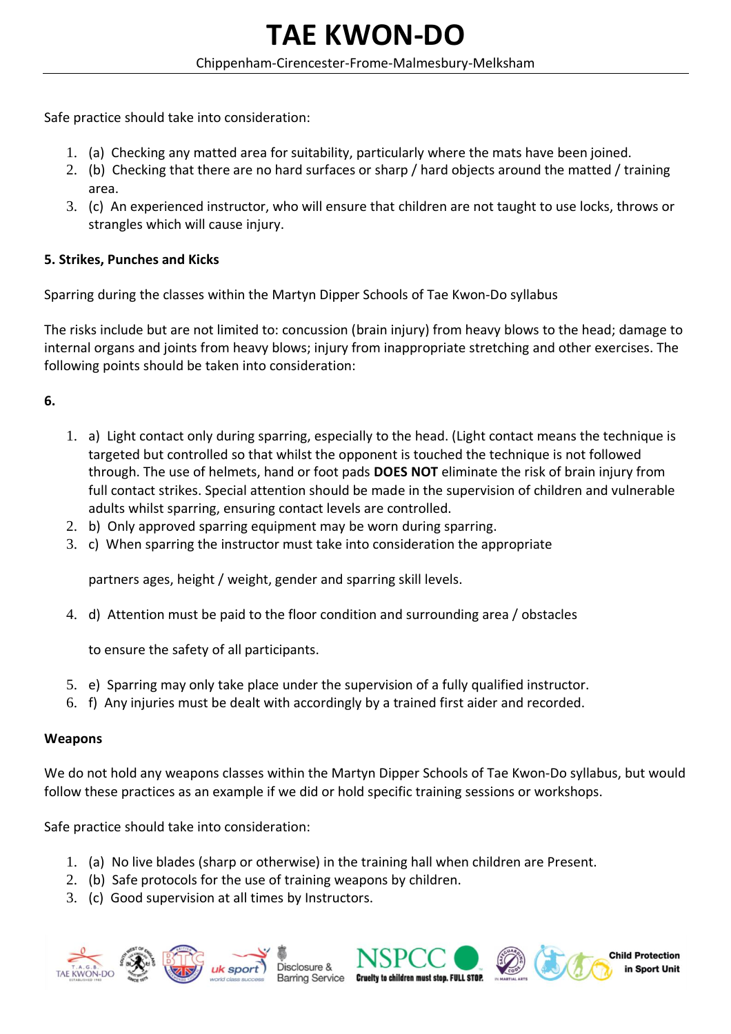Safe practice should take into consideration:

1. (a) Checking any matted area for suitability, particularly where the mats have been joined.
2. (b) Checking that there are no hard surfaces or sharp / hard objects around the matted / training area.
3. (c) An experienced instructor, who will ensure that children are not taught to use locks, throws or strangles which will cause injury.

**5. Strikes, Punches and Kicks**

Sparring during the classes within the Martyn Dipper Schools of Tae Kwon-Do syllabus

The risks include but are not limited to: concussion (brain injury) from heavy blows to the head; damage to internal organs and joints from heavy blows; injury from inappropriate stretching and other exercises. The following points should be taken into consideration:

**6.**

1. a) Light contact only during sparring, especially to the head. (Light contact means the technique is targeted but controlled so that whilst the opponent is touched the technique is not followed through. The use of helmets, hand or foot pads **DOES NOT** eliminate the risk of brain injury from full contact strikes. Special attention should be made in the supervision of children and vulnerable adults whilst sparring, ensuring contact levels are controlled.
2. b) Only approved sparring equipment may be worn during sparring.
3. c) When sparring the instructor must take into consideration the appropriate

   partners ages, height / weight, gender and sparring skill levels.

4. d) Attention must be paid to the floor condition and surrounding area / obstacles

   to ensure the safety of all participants.

5. e) Sparring may only take place under the supervision of a fully qualified instructor.
6. f) Any injuries must be dealt with accordingly by a trained first aider and recorded.

**Weapons**

We do not hold any weapons classes within the Martyn Dipper Schools of Tae Kwon-Do syllabus, but would follow these practices as an example if we did or hold specific training sessions or workshops.

Safe practice should take into consideration:

1. (a) No live blades (sharp or otherwise) in the training hall when children are Present.
2. (b) Safe protocols for the use of training weapons by children.
3. (c) Good supervision at all times by Instructors.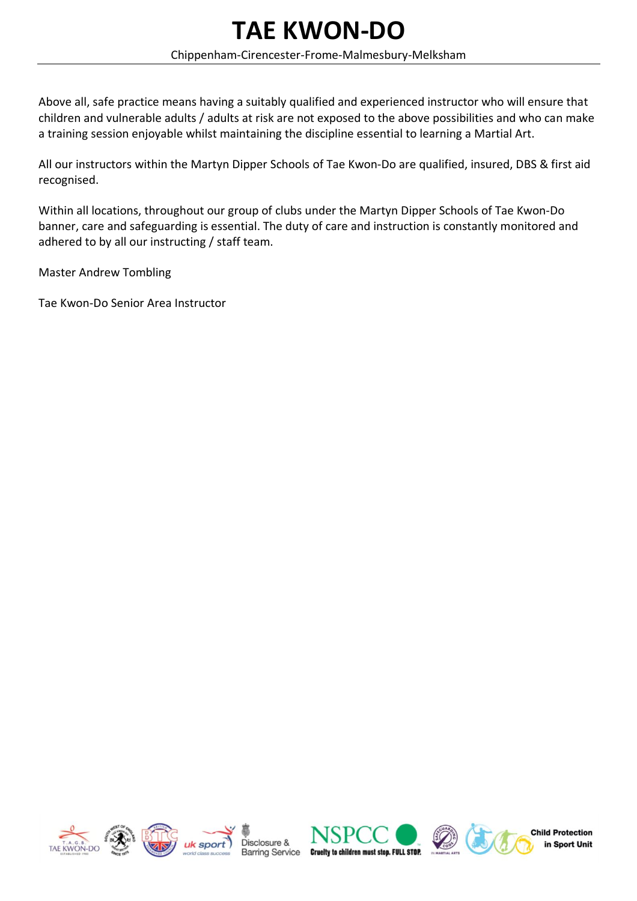Above all, safe practice means having a suitably qualified and experienced instructor who will ensure that children and vulnerable adults / adults at risk are not exposed to the above possibilities and who can make a training session enjoyable whilst maintaining the discipline essential to learning a Martial Art.

All our instructors within the Martyn Dipper Schools of Tae Kwon-Do are qualified, insured, DBS & first aid recognised.

Within all locations, throughout our group of clubs under the Martyn Dipper Schools of Tae Kwon-Do banner, care and safeguarding is essential. The duty of care and instruction is constantly monitored and adhered to by all our instructing / staff team.

Master Andrew Tombling

Tae Kwon-Do Senior Area Instructor